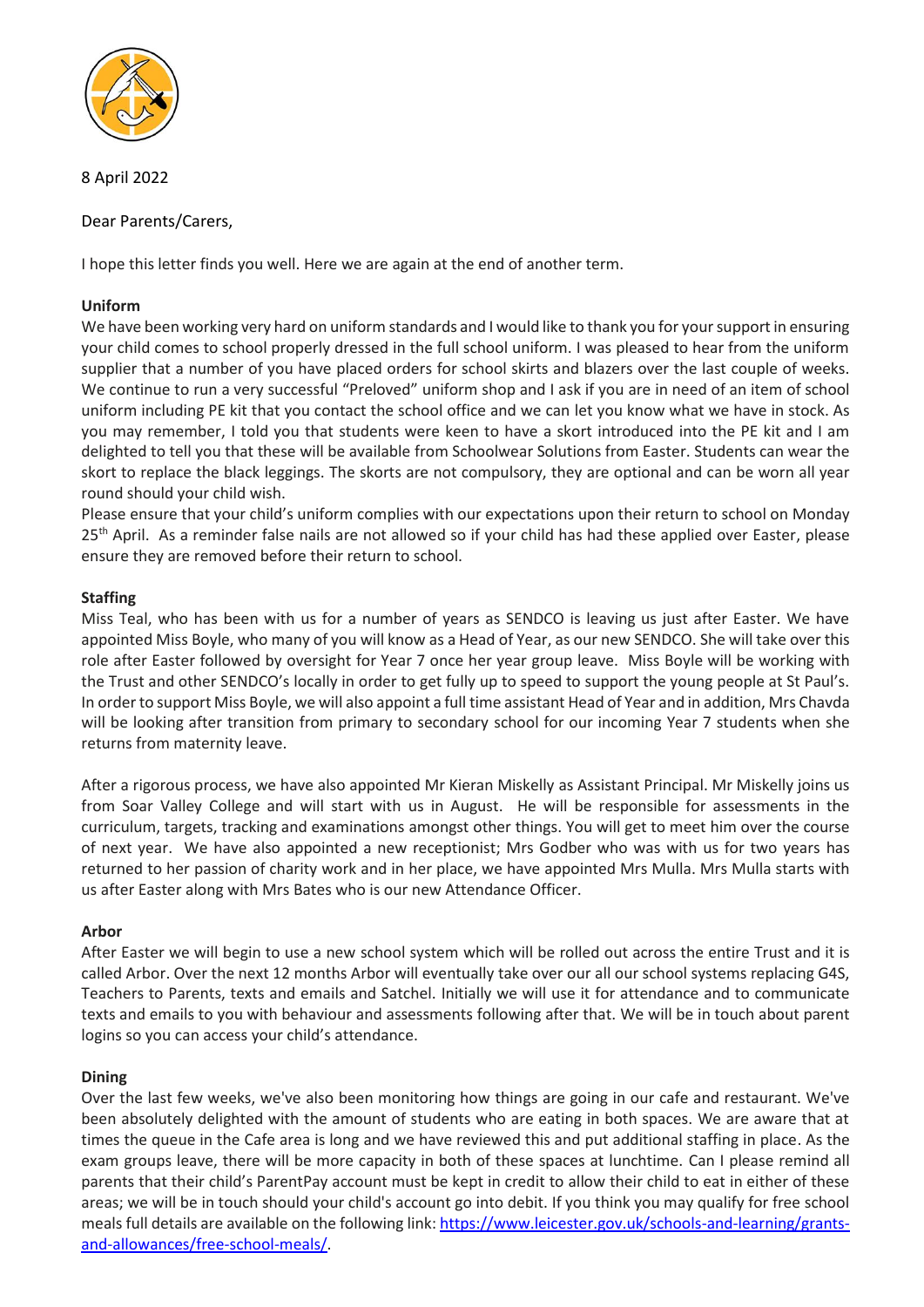8 April 2022

Dear Parents/Carers,

I hope this letter finds you well. Here we are again at the end of another term.

**Uniform**

We have been working very hard on uniform standards and I would like to thank you for your support in ensuring your child comes to school properly dressed in the full school uniform. I was pleased to hear from the uniform supplier that a number of you have placed orders for school skirts and blazers over the last couple of weeks. We continue to run a very successful "Preloved" uniform shop and I ask if you are in need of an item of school uniform including PE kit that you contact the school office and we can let you know what we have in stock. As you may remember, I told you that students were keen to have a skort introduced into the PE kit and I am delighted to tell you that these will be available from Schoolwear Solutions from Easter. Students can wear the skort to replace the black leggings. The skorts are not compulsory, they are optional and can be worn all year round should your child wish.

Please ensure that your child's uniform complies with our expectations upon their return to school on Monday 25th April. As a reminder false nails are not allowed so if your child has had these applied over Easter, please ensure they are removed before their return to school.

**Staffing**

Miss Teal, who has been with us for a number of years as SENDCO is leaving us just after Easter. We have appointed Miss Boyle, who many of you will know as a Head of Year, as our new SENDCO. She will take over this role after Easter followed by oversight for Year 7 once her year group leave. Miss Boyle will be working with the Trust and other SENDCO's locally in order to get fully up to speed to support the young people at St Paul's. In order to support Miss Boyle, we will also appoint a full time assistant Head of Year and in addition, Mrs Chavda will be looking after transition from primary to secondary school for our incoming Year 7 students when she returns from maternity leave.

After a rigorous process, we have also appointed Mr Kieran Miskelly as Assistant Principal. Mr Miskelly joins us from Soar Valley College and will start with us in August. He will be responsible for assessments in the curriculum, targets, tracking and examinations amongst other things. You will get to meet him over the course of next year. We have also appointed a new receptionist; Mrs Godber who was with us for two years has returned to her passion of charity work and in her place, we have appointed Mrs Mulla. Mrs Mulla starts with us after Easter along with Mrs Bates who is our new Attendance Officer.

**Arbor**

After Easter we will begin to use a new school system which will be rolled out across the entire Trust and it is called Arbor. Over the next 12 months Arbor will eventually take over our all our school systems replacing G4S, Teachers to Parents, texts and emails and Satchel. Initially we will use it for attendance and to communicate texts and emails to you with behaviour and assessments following after that. We will be in touch about parent logins so you can access your child's attendance.

**Dining**

Over the last few weeks, we've also been monitoring how things are going in our cafe and restaurant. We've been absolutely delighted with the amount of students who are eating in both spaces. We are aware that at times the queue in the Cafe area is long and we have reviewed this and put additional staffing in place. As the exam groups leave, there will be more capacity in both of these spaces at lunchtime. Can I please remind all parents that their child's ParentPay account must be kept in credit to allow their child to eat in either of these areas; we will be in touch should your child's account go into debit. If you think you may qualify for free school meals full details are available on the following link: [https://www.leicester.gov.uk/schools-and-learning/grants-and-allowances/free-school-meals/](https://www.leicester.gov.uk/schools-and-learning/grants-and-allowances/free-school-meals/).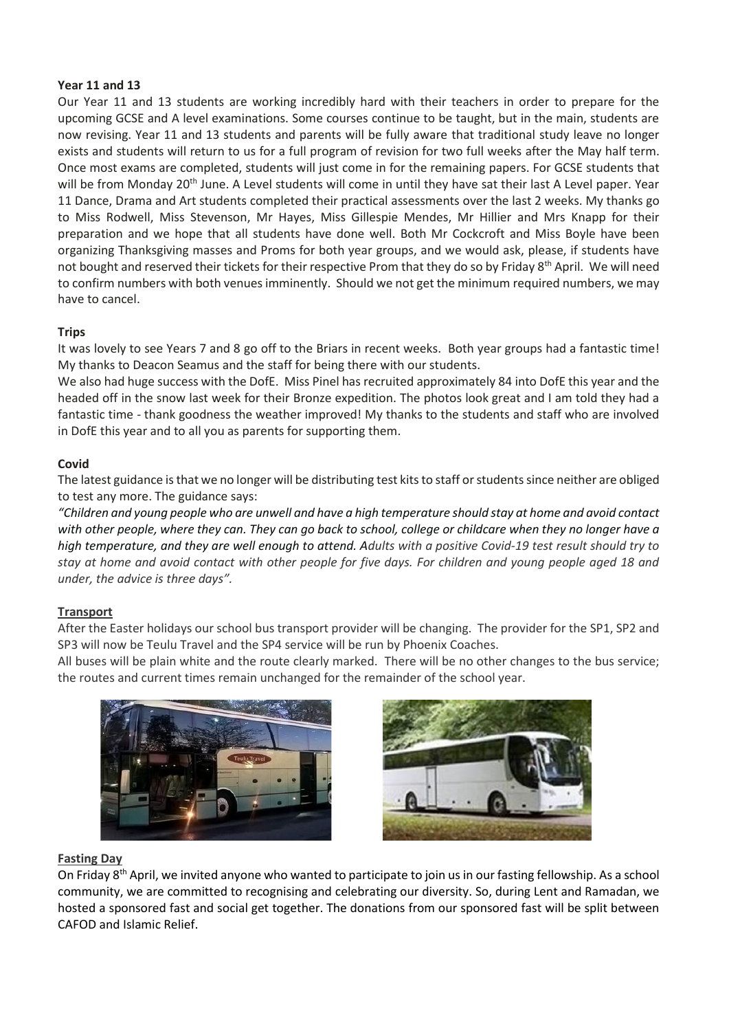**Year 11 and 13**

Our Year 11 and 13 students are working incredibly hard with their teachers in order to prepare for the upcoming GCSE and A level examinations. Some courses continue to be taught, but in the main, students are now revising. Year 11 and 13 students and parents will be fully aware that traditional study leave no longer exists and students will return to us for a full program of revision for two full weeks after the May half term. Once most exams are completed, students will just come in for the remaining papers. For GCSE students that will be from Monday 20th June. A Level students will come in until they have sat their last A Level paper. Year 11 Dance, Drama and Art students completed their practical assessments over the last 2 weeks. My thanks go to Miss Rodwell, Miss Stevenson, Mr Hayes, Miss Gillespie Mendes, Mr Hillier and Mrs Knapp for their preparation and we hope that all students have done well. Both Mr Cockcroft and Miss Boyle have been organizing Thanksgiving masses and Proms for both year groups, and we would ask, please, if students have not bought and reserved their tickets for their respective Prom that they do so by Friday 8th April. We will need to confirm numbers with both venues imminently. Should we not get the minimum required numbers, we may have to cancel.

**Trips**

It was lovely to see Years 7 and 8 go off to the Briars in recent weeks. Both year groups had a fantastic time! My thanks to Deacon Seamus and the staff for being there with our students.

We also had huge success with the DofE. Miss Pinel has recruited approximately 84 into DofE this year and the headed off in the snow last week for their Bronze expedition. The photos look great and I am told they had a fantastic time - thank goodness the weather improved! My thanks to the students and staff who are involved in DofE this year and to all you as parents for supporting them.

**Covid**

The latest guidance is that we no longer will be distributing test kits to staff or students since neither are obliged to test any more. The guidance says:

*"Children and young people who are unwell and have a high temperature should stay at home and avoid contact with other people, where they can. They can go back to school, college or childcare when they no longer have a high temperature, and they are well enough to attend. Adults with a positive Covid-19 test result should try to stay at home and avoid contact with other people for five days. For children and young people aged 18 and under, the advice is three days".*

**Transport**

After the Easter holidays our school bus transport provider will be changing. The provider for the SP1, SP2 and SP3 will now be Teulu Travel and the SP4 service will be run by Phoenix Coaches.

All buses will be plain white and the route clearly marked. There will be no other changes to the bus service; the routes and current times remain unchanged for the remainder of the school year.

**Fasting Day**

On Friday 8th April, we invited anyone who wanted to participate to join us in our fasting fellowship. As a school community, we are committed to recognising and celebrating our diversity. So, during Lent and Ramadan, we hosted a sponsored fast and social get together. The donations from our sponsored fast will be split between CAFOD and Islamic Relief.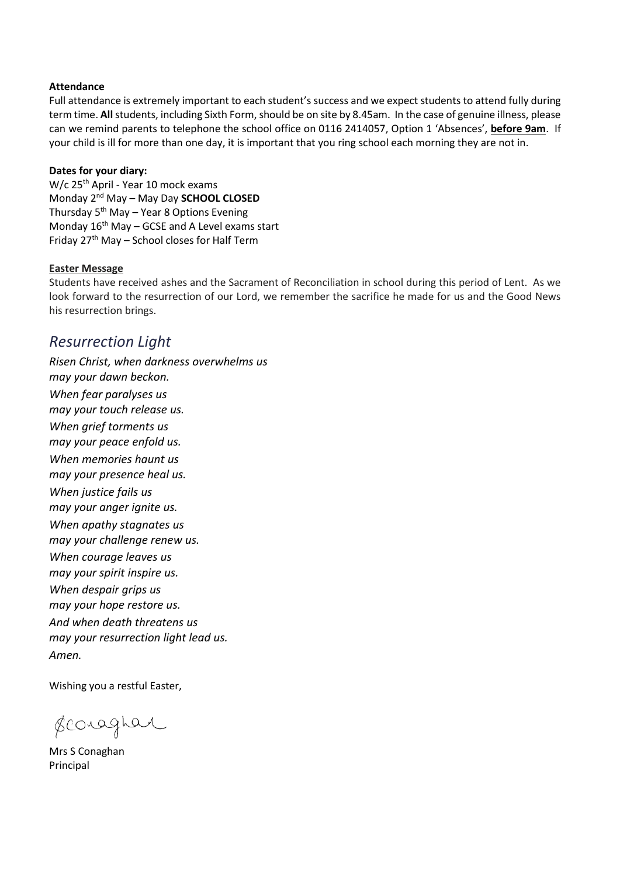**Attendance**

Full attendance is extremely important to each student's success and we expect students to attend fully during term time. **All** students, including Sixth Form, should be on site by 8.45am. In the case of genuine illness, please can we remind parents to telephone the school office on 0116 2414057, Option 1 'Absences', **before 9am**. If your child is ill for more than one day, it is important that you ring school each morning they are not in.

**Dates for your diary:**

W/c 25th April - Year 10 mock exams
Monday 2nd May – May Day **SCHOOL CLOSED**
Thursday 5th May – Year 8 Options Evening
Monday 16th May – GCSE and A Level exams start
Friday 27th May – School closes for Half Term

**Easter Message**

Students have received ashes and the Sacrament of Reconciliation in school during this period of Lent. As we look forward to the resurrection of our Lord, we remember the sacrifice he made for us and the Good News his resurrection brings.

## *Resurrection Light*

*Risen Christ, when darkness overwhelms us*
*may your dawn beckon.*
*When fear paralyses us*
*may your touch release us.*
*When grief torments us*
*may your peace enfold us.*
*When memories haunt us*
*may your presence heal us.*
*When justice fails us*
*may your anger ignite us.*
*When apathy stagnates us*
*may your challenge renew us.*
*When courage leaves us*
*may your spirit inspire us.*
*When despair grips us*
*may your hope restore us.*
*And when death threatens us*
*may your resurrection light lead us.*
*Amen.*

Wishing you a restful Easter,

SConaghan

Mrs S Conaghan
Principal